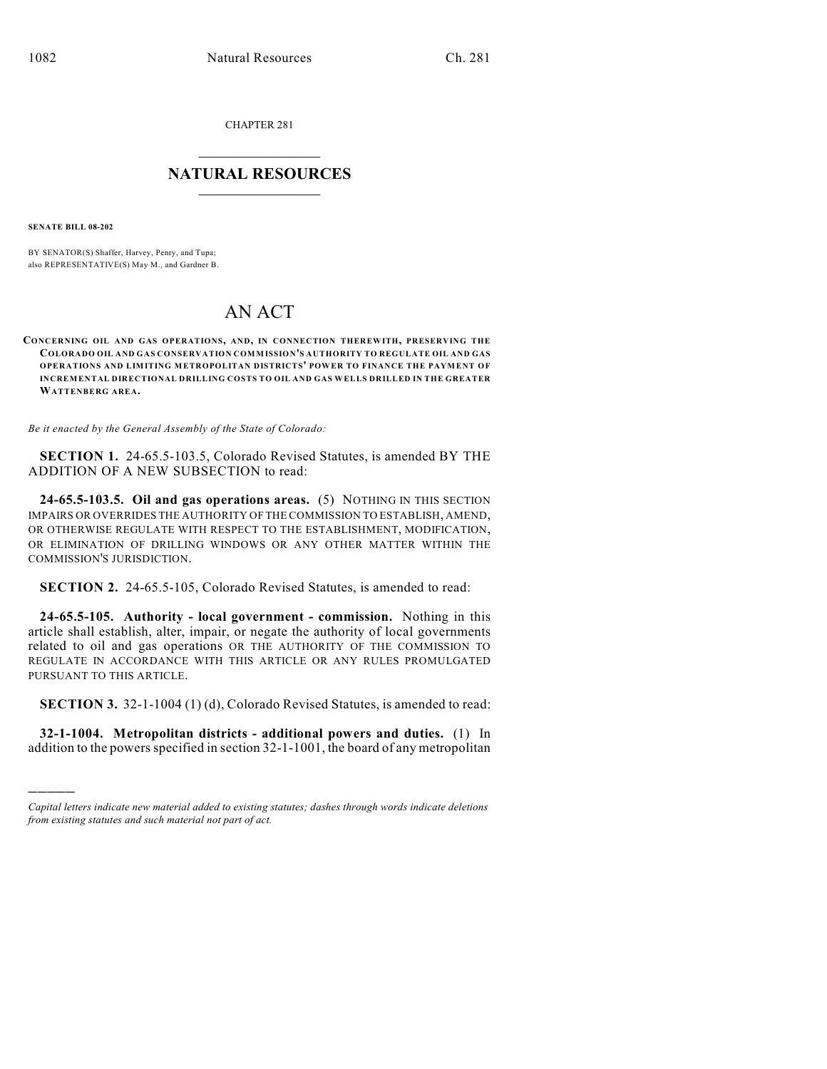CHAPTER 281

# NATURAL RESOURCES

**SENATE BILL 08-202**

BY SENATOR(S) Shaffer, Harvey, Penry, and Tupa;
also REPRESENTATIVE(S) May M., and Gardner B.

# AN ACT

**CONCERNING OIL AND GAS OPERATIONS, AND, IN CONNECTION THEREWITH, PRESERVING THE COLORADO OIL AND GAS CONSERVATION COMMISSION'S AUTHORITY TO REGULATE OIL AND GAS OPERATIONS AND LIMITING METROPOLITAN DISTRICTS' POWER TO FINANCE THE PAYMENT OF INCREMENTAL DIRECTIONAL DRILLING COSTS TO OIL AND GAS WELLS DRILLED IN THE GREATER WATTENBERG AREA.**

*Be it enacted by the General Assembly of the State of Colorado:*

**SECTION 1.** 24-65.5-103.5, Colorado Revised Statutes, is amended BY THE ADDITION OF A NEW SUBSECTION to read:

**24-65.5-103.5. Oil and gas operations areas.** (5) NOTHING IN THIS SECTION IMPAIRS OR OVERRIDES THE AUTHORITY OF THE COMMISSION TO ESTABLISH, AMEND, OR OTHERWISE REGULATE WITH RESPECT TO THE ESTABLISHMENT, MODIFICATION, OR ELIMINATION OF DRILLING WINDOWS OR ANY OTHER MATTER WITHIN THE COMMISSION'S JURISDICTION.

**SECTION 2.** 24-65.5-105, Colorado Revised Statutes, is amended to read:

**24-65.5-105. Authority - local government - commission.** Nothing in this article shall establish, alter, impair, or negate the authority of local governments related to oil and gas operations OR THE AUTHORITY OF THE COMMISSION TO REGULATE IN ACCORDANCE WITH THIS ARTICLE OR ANY RULES PROMULGATED PURSUANT TO THIS ARTICLE.

**SECTION 3.** 32-1-1004 (1) (d), Colorado Revised Statutes, is amended to read:

**32-1-1004. Metropolitan districts - additional powers and duties.** (1) In addition to the powers specified in section 32-1-1001, the board of any metropolitan

---

*Capital letters indicate new material added to existing statutes; dashes through words indicate deletions from existing statutes and such material not part of act.*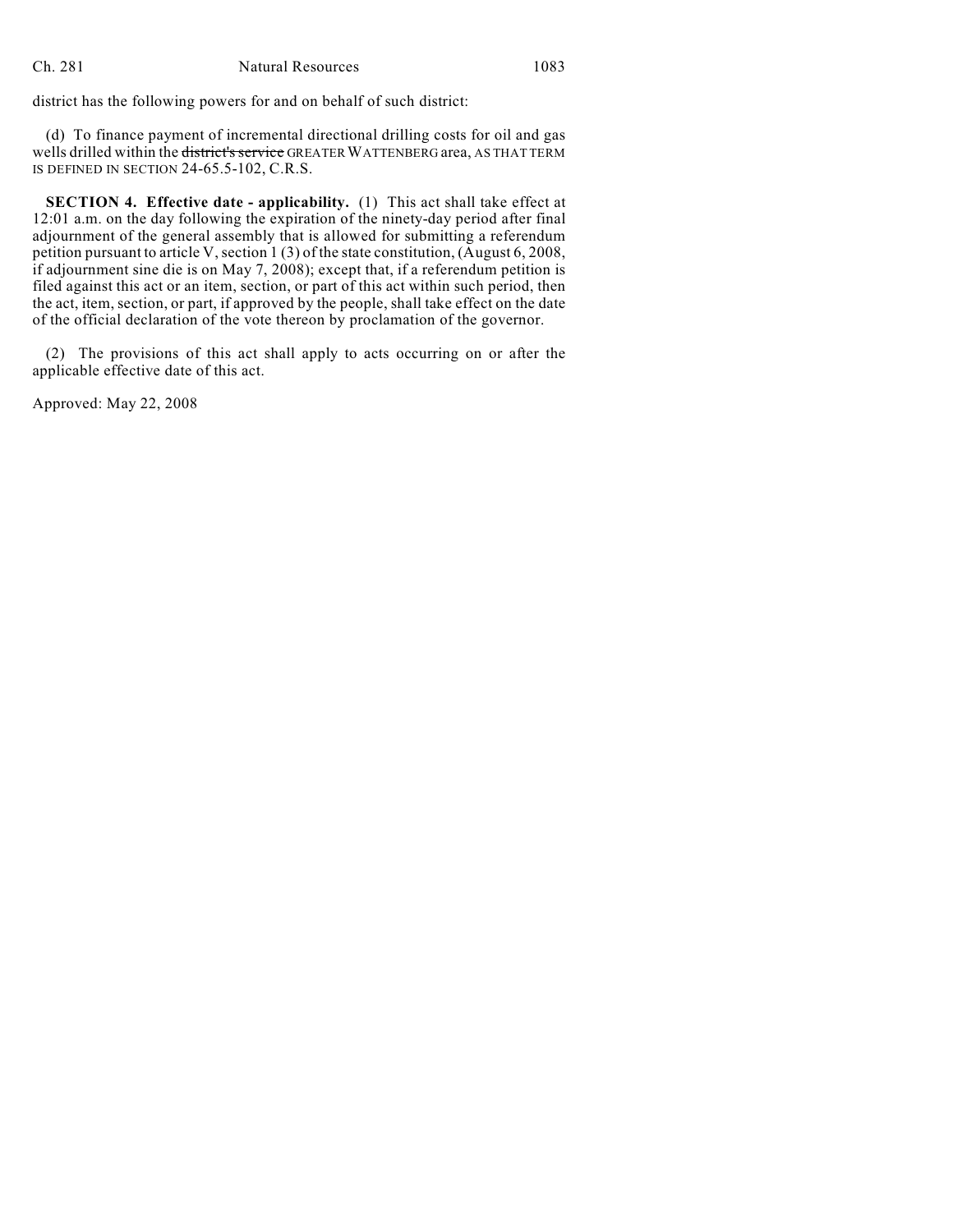district has the following powers for and on behalf of such district:

(d) To finance payment of incremental directional drilling costs for oil and gas wells drilled within the ~~district's service~~ GREATER WATTENBERG area, AS THAT TERM IS DEFINED IN SECTION 24-65.5-102, C.R.S.

**SECTION 4. Effective date - applicability.** (1) This act shall take effect at 12:01 a.m. on the day following the expiration of the ninety-day period after final adjournment of the general assembly that is allowed for submitting a referendum petition pursuant to article V, section 1 (3) of the state constitution, (August 6, 2008, if adjournment sine die is on May 7, 2008); except that, if a referendum petition is filed against this act or an item, section, or part of this act within such period, then the act, item, section, or part, if approved by the people, shall take effect on the date of the official declaration of the vote thereon by proclamation of the governor.

(2) The provisions of this act shall apply to acts occurring on or after the applicable effective date of this act.

Approved: May 22, 2008